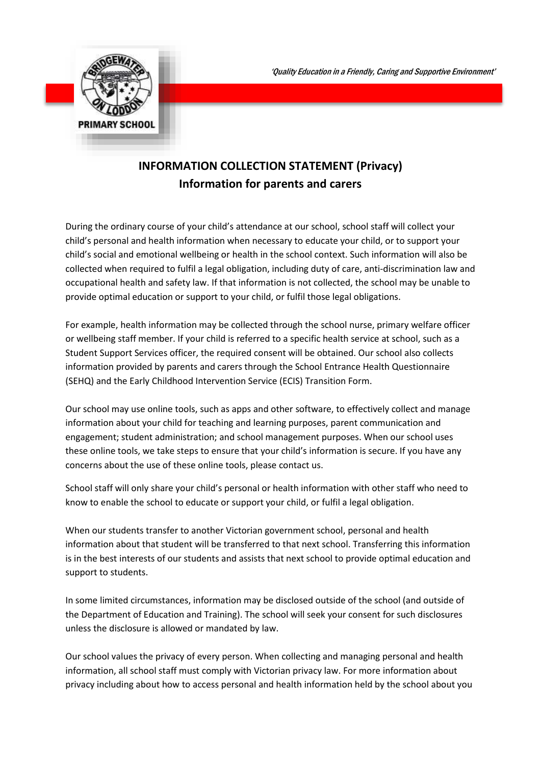*'Quality Education in a Friendly, Caring and Supportive Environment'*

# INFORMATION COLLECTION STATEMENT (Privacy)

## Information for parents and carers

During the ordinary course of your child's attendance at our school, school staff will collect your child's personal and health information when necessary to educate your child, or to support your child's social and emotional wellbeing or health in the school context. Such information will also be collected when required to fulfil a legal obligation, including duty of care, anti-discrimination law and occupational health and safety law. If that information is not collected, the school may be unable to provide optimal education or support to your child, or fulfil those legal obligations.

For example, health information may be collected through the school nurse, primary welfare officer or wellbeing staff member. If your child is referred to a specific health service at school, such as a Student Support Services officer, the required consent will be obtained. Our school also collects information provided by parents and carers through the School Entrance Health Questionnaire (SEHQ) and the Early Childhood Intervention Service (ECIS) Transition Form.

Our school may use online tools, such as apps and other software, to effectively collect and manage information about your child for teaching and learning purposes, parent communication and engagement; student administration; and school management purposes. When our school uses these online tools, we take steps to ensure that your child's information is secure. If you have any concerns about the use of these online tools, please contact us.

School staff will only share your child's personal or health information with other staff who need to know to enable the school to educate or support your child, or fulfil a legal obligation.

When our students transfer to another Victorian government school, personal and health information about that student will be transferred to that next school. Transferring this information is in the best interests of our students and assists that next school to provide optimal education and support to students.

In some limited circumstances, information may be disclosed outside of the school (and outside of the Department of Education and Training). The school will seek your consent for such disclosures unless the disclosure is allowed or mandated by law.

Our school values the privacy of every person. When collecting and managing personal and health information, all school staff must comply with Victorian privacy law. For more information about privacy including about how to access personal and health information held by the school about you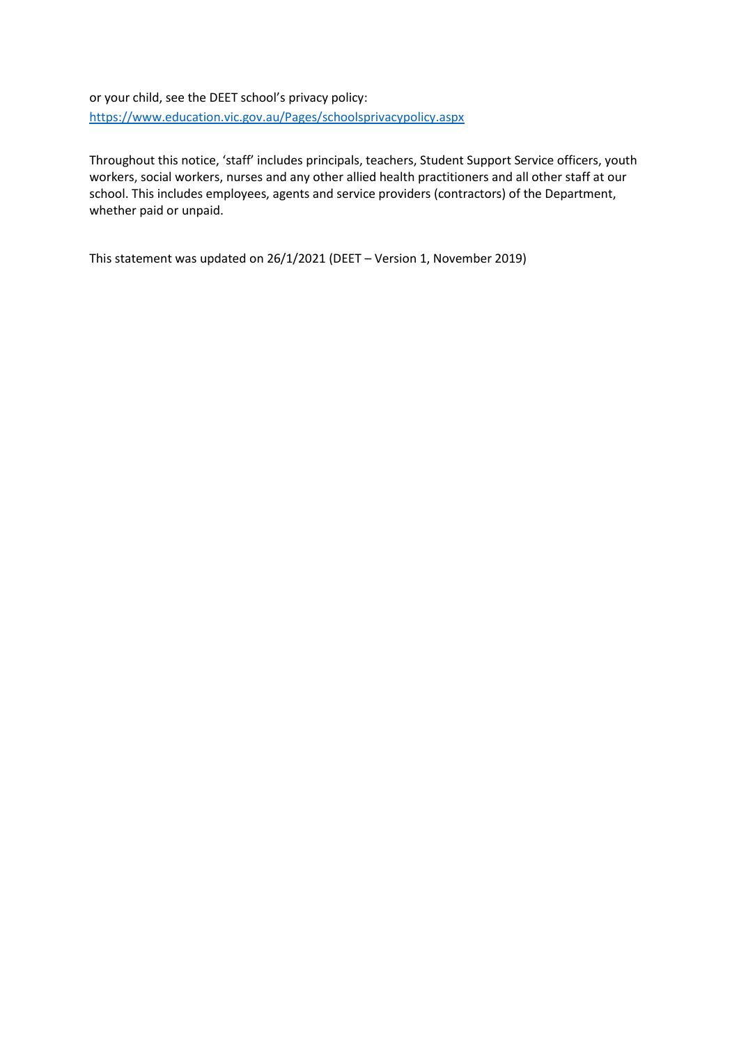or your child, see the DEET school's privacy policy:
https://www.education.vic.gov.au/Pages/schoolsprivacypolicy.aspx

Throughout this notice, 'staff' includes principals, teachers, Student Support Service officers, youth workers, social workers, nurses and any other allied health practitioners and all other staff at our school. This includes employees, agents and service providers (contractors) of the Department, whether paid or unpaid.

This statement was updated on 26/1/2021 (DEET – Version 1, November 2019)